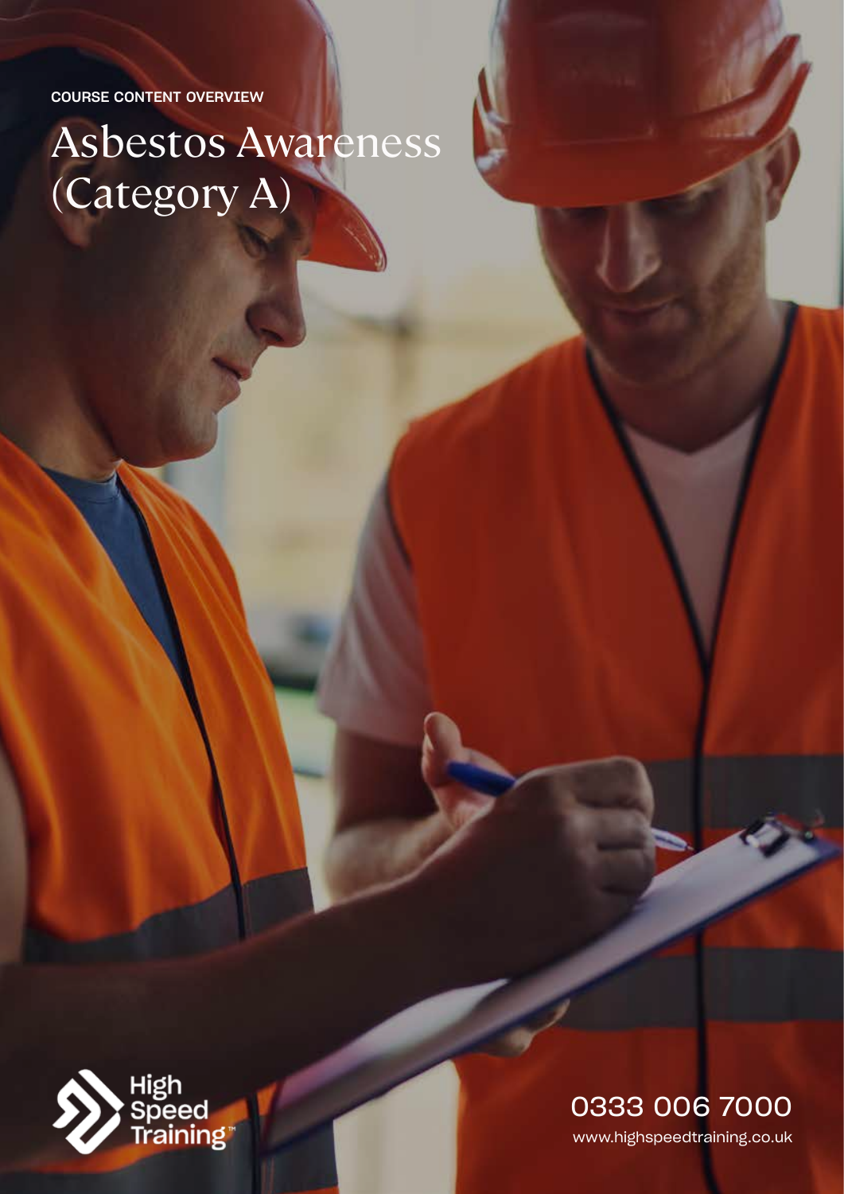COURSE CONTENT OVERVIEW

# Asbestos Awareness (Category A)

High Speed Training™

0333 006 7000

www.highspeedtraining.co.uk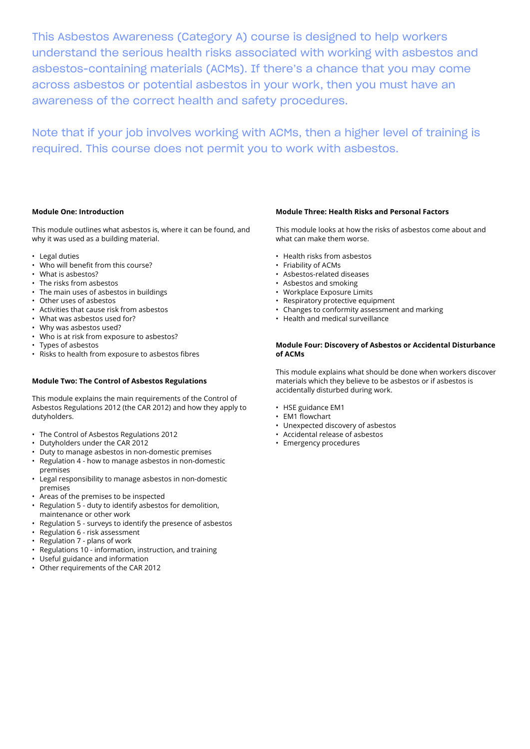This Asbestos Awareness (Category A) course is designed to help workers understand the serious health risks associated with working with asbestos and asbestos-containing materials (ACMs). If there's a chance that you may come across asbestos or potential asbestos in your work, then you must have an awareness of the correct health and safety procedures.

Note that if your job involves working with ACMs, then a higher level of training is required. This course does not permit you to work with asbestos.

**Module One: Introduction**

This module outlines what asbestos is, where it can be found, and why it was used as a building material.

- Legal duties
- Who will benefit from this course?
- What is asbestos?
- The risks from asbestos
- The main uses of asbestos in buildings
- Other uses of asbestos
- Activities that cause risk from asbestos
- What was asbestos used for?
- Why was asbestos used?
- Who is at risk from exposure to asbestos?
- Types of asbestos
- Risks to health from exposure to asbestos fibres

**Module Two: The Control of Asbestos Regulations**

This module explains the main requirements of the Control of Asbestos Regulations 2012 (the CAR 2012) and how they apply to dutyholders.

- The Control of Asbestos Regulations 2012
- Dutyholders under the CAR 2012
- Duty to manage asbestos in non-domestic premises
- Regulation 4 - how to manage asbestos in non-domestic premises
- Legal responsibility to manage asbestos in non-domestic premises
- Areas of the premises to be inspected
- Regulation 5 - duty to identify asbestos for demolition, maintenance or other work
- Regulation 5 - surveys to identify the presence of asbestos
- Regulation 6 - risk assessment
- Regulation 7 - plans of work
- Regulations 10 - information, instruction, and training
- Useful guidance and information
- Other requirements of the CAR 2012

**Module Three: Health Risks and Personal Factors**

This module looks at how the risks of asbestos come about and what can make them worse.

- Health risks from asbestos
- Friability of ACMs
- Asbestos-related diseases
- Asbestos and smoking
- Workplace Exposure Limits
- Respiratory protective equipment
- Changes to conformity assessment and marking
- Health and medical surveillance

**Module Four: Discovery of Asbestos or Accidental Disturbance of ACMs**

This module explains what should be done when workers discover materials which they believe to be asbestos or if asbestos is accidentally disturbed during work.

- HSE guidance EM1
- EM1 flowchart
- Unexpected discovery of asbestos
- Accidental release of asbestos
- Emergency procedures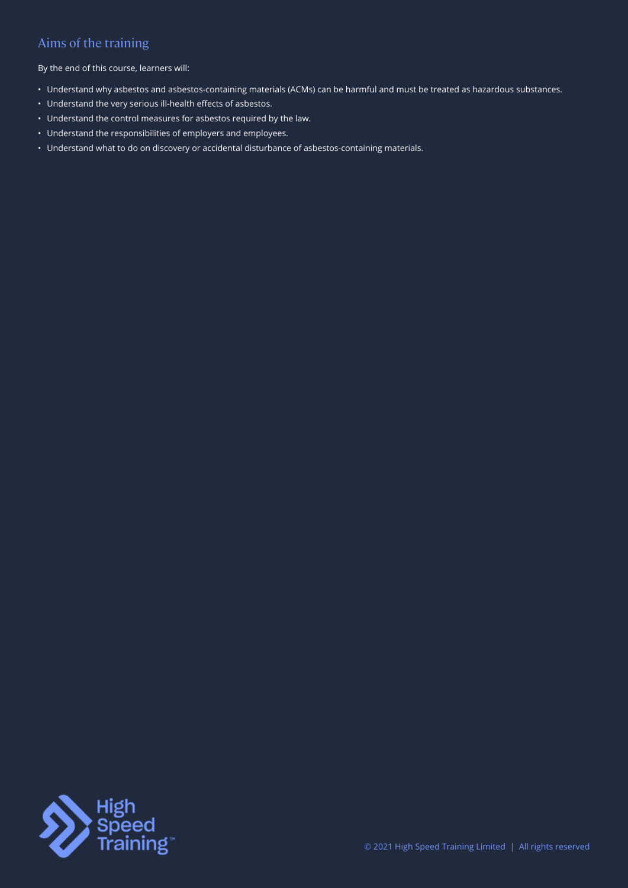## Aims of the training

By the end of this course, learners will:

- Understand why asbestos and asbestos-containing materials (ACMs) can be harmful and must be treated as hazardous substances.
- Understand the very serious ill-health effects of asbestos.
- Understand the control measures for asbestos required by the law.
- Understand the responsibilities of employers and employees.
- Understand what to do on discovery or accidental disturbance of asbestos-containing materials.